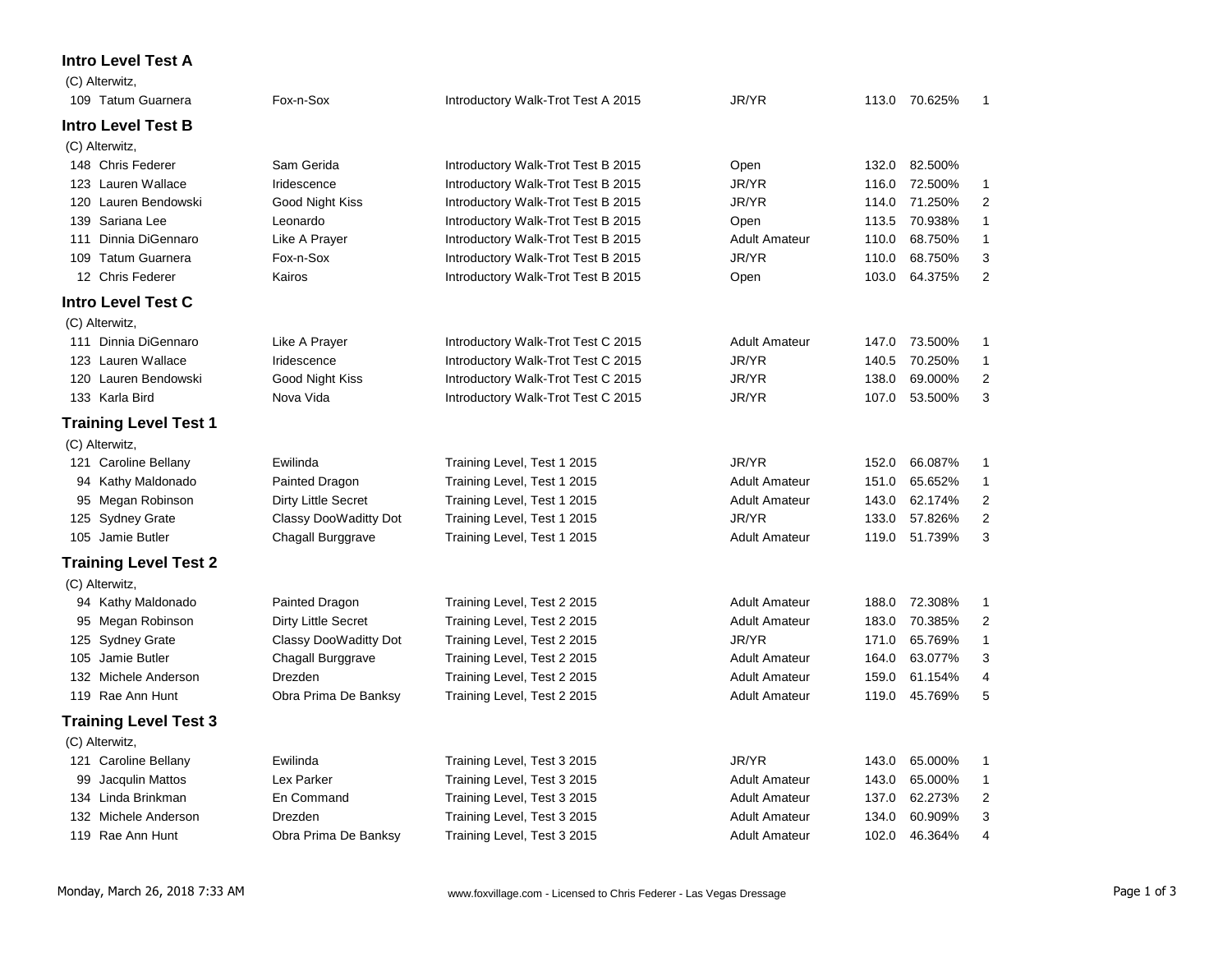## Intro Level Test A

(C) Alterwitz,

| # | Rider | Horse | Test | Division | Score | Percent | Place |
|---|---|---|---|---|---|---|---|
| 109 | Tatum Guarnera | Fox-n-Sox | Introductory Walk-Trot Test A 2015 | JR/YR | 113.0 | 70.625% | 1 |

## Intro Level Test B

(C) Alterwitz,

| # | Rider | Horse | Test | Division | Score | Percent | Place |
|---|---|---|---|---|---|---|---|
| 148 | Chris Federer | Sam Gerida | Introductory Walk-Trot Test B 2015 | Open | 132.0 | 82.500% | |
| 123 | Lauren Wallace | Iridescence | Introductory Walk-Trot Test B 2015 | JR/YR | 116.0 | 72.500% | 1 |
| 120 | Lauren Bendowski | Good Night Kiss | Introductory Walk-Trot Test B 2015 | JR/YR | 114.0 | 71.250% | 2 |
| 139 | Sariana Lee | Leonardo | Introductory Walk-Trot Test B 2015 | Open | 113.5 | 70.938% | 1 |
| 111 | Dinnia DiGennaro | Like A Prayer | Introductory Walk-Trot Test B 2015 | Adult Amateur | 110.0 | 68.750% | 1 |
| 109 | Tatum Guarnera | Fox-n-Sox | Introductory Walk-Trot Test B 2015 | JR/YR | 110.0 | 68.750% | 3 |
| 12 | Chris Federer | Kairos | Introductory Walk-Trot Test B 2015 | Open | 103.0 | 64.375% | 2 |

## Intro Level Test C

(C) Alterwitz,

| # | Rider | Horse | Test | Division | Score | Percent | Place |
|---|---|---|---|---|---|---|---|
| 111 | Dinnia DiGennaro | Like A Prayer | Introductory Walk-Trot Test C 2015 | Adult Amateur | 147.0 | 73.500% | 1 |
| 123 | Lauren Wallace | Iridescence | Introductory Walk-Trot Test C 2015 | JR/YR | 140.5 | 70.250% | 1 |
| 120 | Lauren Bendowski | Good Night Kiss | Introductory Walk-Trot Test C 2015 | JR/YR | 138.0 | 69.000% | 2 |
| 133 | Karla Bird | Nova Vida | Introductory Walk-Trot Test C 2015 | JR/YR | 107.0 | 53.500% | 3 |

## Training Level Test 1

(C) Alterwitz,

| # | Rider | Horse | Test | Division | Score | Percent | Place |
|---|---|---|---|---|---|---|---|
| 121 | Caroline Bellany | Ewilinda | Training Level, Test 1 2015 | JR/YR | 152.0 | 66.087% | 1 |
| 94 | Kathy Maldonado | Painted Dragon | Training Level, Test 1 2015 | Adult Amateur | 151.0 | 65.652% | 1 |
| 95 | Megan Robinson | Dirty Little Secret | Training Level, Test 1 2015 | Adult Amateur | 143.0 | 62.174% | 2 |
| 125 | Sydney Grate | Classy DooWaditty Dot | Training Level, Test 1 2015 | JR/YR | 133.0 | 57.826% | 2 |
| 105 | Jamie Butler | Chagall Burggrave | Training Level, Test 1 2015 | Adult Amateur | 119.0 | 51.739% | 3 |

## Training Level Test 2

(C) Alterwitz,

| # | Rider | Horse | Test | Division | Score | Percent | Place |
|---|---|---|---|---|---|---|---|
| 94 | Kathy Maldonado | Painted Dragon | Training Level, Test 2 2015 | Adult Amateur | 188.0 | 72.308% | 1 |
| 95 | Megan Robinson | Dirty Little Secret | Training Level, Test 2 2015 | Adult Amateur | 183.0 | 70.385% | 2 |
| 125 | Sydney Grate | Classy DooWaditty Dot | Training Level, Test 2 2015 | JR/YR | 171.0 | 65.769% | 1 |
| 105 | Jamie Butler | Chagall Burggrave | Training Level, Test 2 2015 | Adult Amateur | 164.0 | 63.077% | 3 |
| 132 | Michele Anderson | Drezden | Training Level, Test 2 2015 | Adult Amateur | 159.0 | 61.154% | 4 |
| 119 | Rae Ann Hunt | Obra Prima De Banksy | Training Level, Test 2 2015 | Adult Amateur | 119.0 | 45.769% | 5 |

## Training Level Test 3

(C) Alterwitz,

| # | Rider | Horse | Test | Division | Score | Percent | Place |
|---|---|---|---|---|---|---|---|
| 121 | Caroline Bellany | Ewilinda | Training Level, Test 3 2015 | JR/YR | 143.0 | 65.000% | 1 |
| 99 | Jacqulin Mattos | Lex Parker | Training Level, Test 3 2015 | Adult Amateur | 143.0 | 65.000% | 1 |
| 134 | Linda Brinkman | En Command | Training Level, Test 3 2015 | Adult Amateur | 137.0 | 62.273% | 2 |
| 132 | Michele Anderson | Drezden | Training Level, Test 3 2015 | Adult Amateur | 134.0 | 60.909% | 3 |
| 119 | Rae Ann Hunt | Obra Prima De Banksy | Training Level, Test 3 2015 | Adult Amateur | 102.0 | 46.364% | 4 |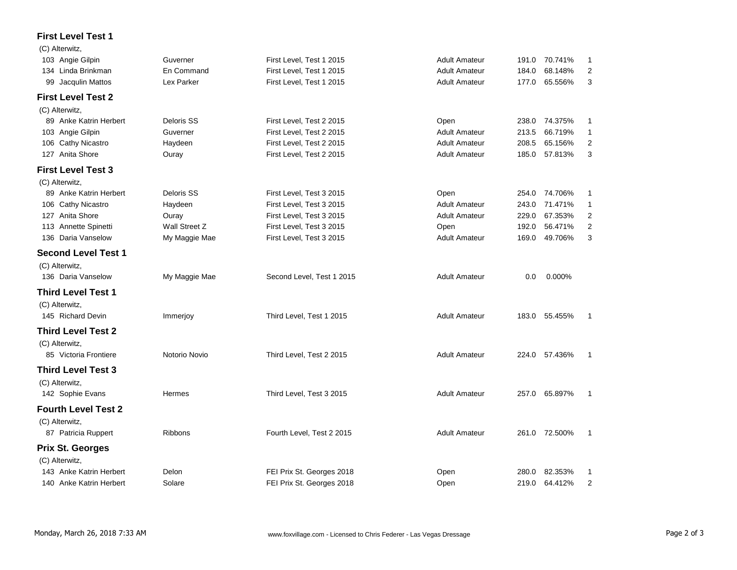### First Level Test 1

(C) Alterwitz,

| No. | Rider | Horse | Test | Division | Score | Percent | Place |
|---|---|---|---|---|---|---|---|
| 103 | Angie Gilpin | Guverner | First Level, Test 1 2015 | Adult Amateur | 191.0 | 70.741% | 1 |
| 134 | Linda Brinkman | En Command | First Level, Test 1 2015 | Adult Amateur | 184.0 | 68.148% | 2 |
| 99 | Jacqulin Mattos | Lex Parker | First Level, Test 1 2015 | Adult Amateur | 177.0 | 65.556% | 3 |

### First Level Test 2

(C) Alterwitz,

| No. | Rider | Horse | Test | Division | Score | Percent | Place |
|---|---|---|---|---|---|---|---|
| 89 | Anke Katrin Herbert | Deloris SS | First Level, Test 2 2015 | Open | 238.0 | 74.375% | 1 |
| 103 | Angie Gilpin | Guverner | First Level, Test 2 2015 | Adult Amateur | 213.5 | 66.719% | 1 |
| 106 | Cathy Nicastro | Haydeen | First Level, Test 2 2015 | Adult Amateur | 208.5 | 65.156% | 2 |
| 127 | Anita Shore | Ouray | First Level, Test 2 2015 | Adult Amateur | 185.0 | 57.813% | 3 |

### First Level Test 3

(C) Alterwitz,

| No. | Rider | Horse | Test | Division | Score | Percent | Place |
|---|---|---|---|---|---|---|---|
| 89 | Anke Katrin Herbert | Deloris SS | First Level, Test 3 2015 | Open | 254.0 | 74.706% | 1 |
| 106 | Cathy Nicastro | Haydeen | First Level, Test 3 2015 | Adult Amateur | 243.0 | 71.471% | 1 |
| 127 | Anita Shore | Ouray | First Level, Test 3 2015 | Adult Amateur | 229.0 | 67.353% | 2 |
| 113 | Annette Spinetti | Wall Street Z | First Level, Test 3 2015 | Open | 192.0 | 56.471% | 2 |
| 136 | Daria Vanselow | My Maggie Mae | First Level, Test 3 2015 | Adult Amateur | 169.0 | 49.706% | 3 |

### Second Level Test 1

(C) Alterwitz,

| No. | Rider | Horse | Test | Division | Score | Percent | Place |
|---|---|---|---|---|---|---|---|
| 136 | Daria Vanselow | My Maggie Mae | Second Level, Test 1 2015 | Adult Amateur | 0.0 | 0.000% | |

### Third Level Test 1

(C) Alterwitz,

| No. | Rider | Horse | Test | Division | Score | Percent | Place |
|---|---|---|---|---|---|---|---|
| 145 | Richard Devin | Immerjoy | Third Level, Test 1 2015 | Adult Amateur | 183.0 | 55.455% | 1 |

### Third Level Test 2

(C) Alterwitz,

| No. | Rider | Horse | Test | Division | Score | Percent | Place |
|---|---|---|---|---|---|---|---|
| 85 | Victoria Frontiere | Notorio Novio | Third Level, Test 2 2015 | Adult Amateur | 224.0 | 57.436% | 1 |

### Third Level Test 3

(C) Alterwitz,

| No. | Rider | Horse | Test | Division | Score | Percent | Place |
|---|---|---|---|---|---|---|---|
| 142 | Sophie Evans | Hermes | Third Level, Test 3 2015 | Adult Amateur | 257.0 | 65.897% | 1 |

### Fourth Level Test 2

(C) Alterwitz,

| No. | Rider | Horse | Test | Division | Score | Percent | Place |
|---|---|---|---|---|---|---|---|
| 87 | Patricia Ruppert | Ribbons | Fourth Level, Test 2 2015 | Adult Amateur | 261.0 | 72.500% | 1 |

### Prix St. Georges

(C) Alterwitz,

| No. | Rider | Horse | Test | Division | Score | Percent | Place |
|---|---|---|---|---|---|---|---|
| 143 | Anke Katrin Herbert | Delon | FEI Prix St. Georges 2018 | Open | 280.0 | 82.353% | 1 |
| 140 | Anke Katrin Herbert | Solare | FEI Prix St. Georges 2018 | Open | 219.0 | 64.412% | 2 |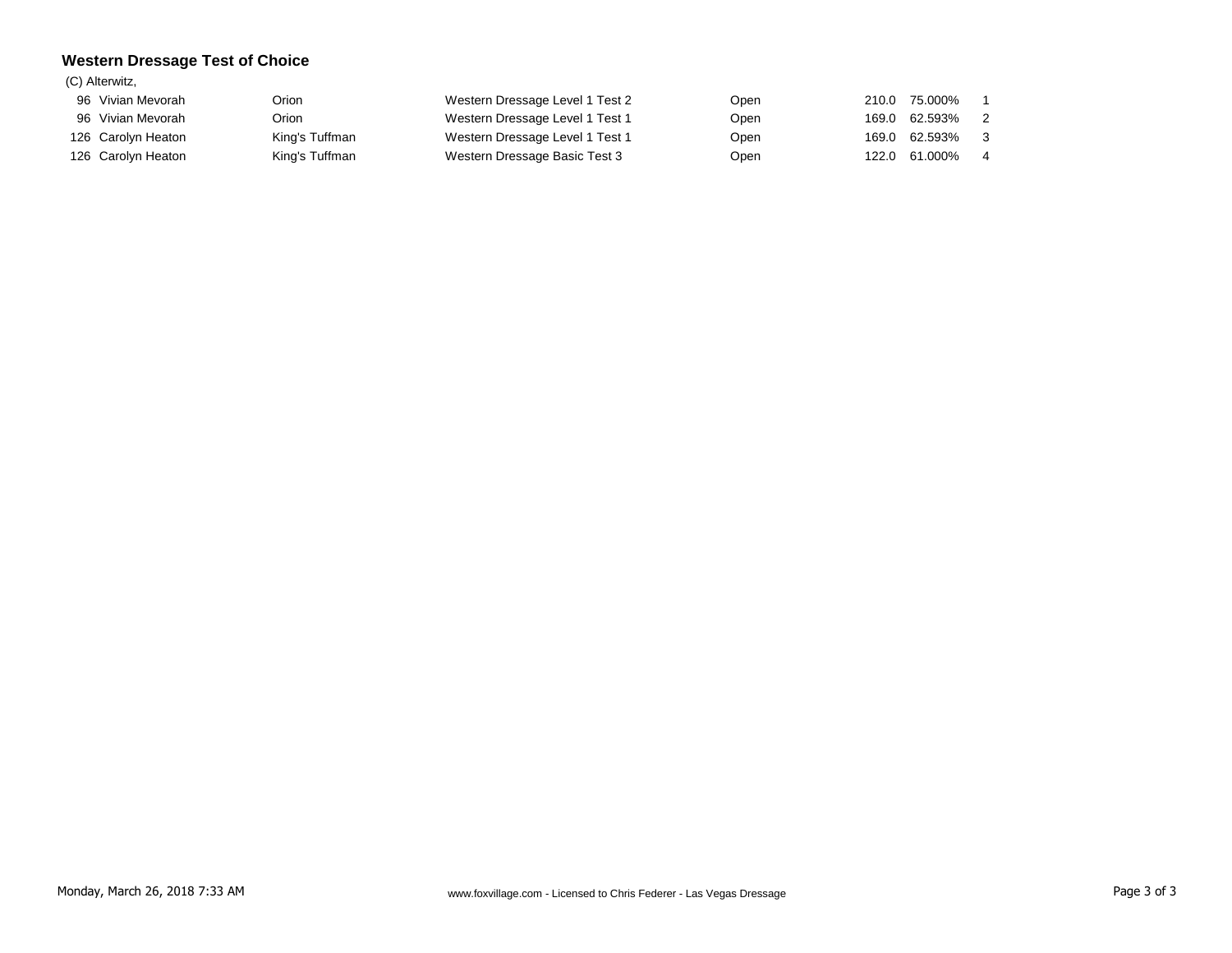## Western Dressage Test of Choice

(C) Alterwitz,

| | | | | | | | |
|---|---|---|---|---|---|---|---|
| 96 | Vivian Mevorah | Orion | Western Dressage Level 1 Test 2 | Open | 210.0 | 75.000% | 1 |
| 96 | Vivian Mevorah | Orion | Western Dressage Level 1 Test 1 | Open | 169.0 | 62.593% | 2 |
| 126 | Carolyn Heaton | King's Tuffman | Western Dressage Level 1 Test 1 | Open | 169.0 | 62.593% | 3 |
| 126 | Carolyn Heaton | King's Tuffman | Western Dressage Basic Test 3 | Open | 122.0 | 61.000% | 4 |